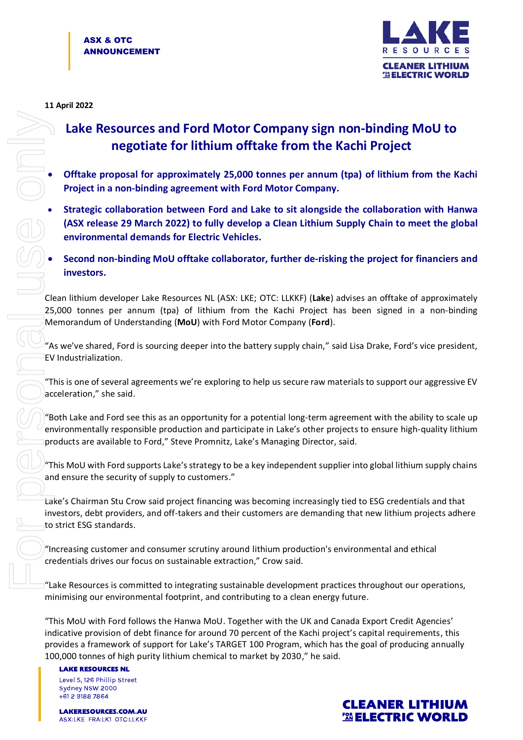**ASX & OTC ANNOUNCEMENT**

**11 April 2022**

# Lake Resources and Ford Motor Company sign non-binding MoU to negotiate for lithium offtake from the Kachi Project

- **Offtake proposal for approximately 25,000 tonnes per annum (tpa) of lithium from the Kachi Project in a non-binding agreement with Ford Motor Company.**
- **Strategic collaboration between Ford and Lake to sit alongside the collaboration with Hanwa (ASX release 29 March 2022) to fully develop a Clean Lithium Supply Chain to meet the global environmental demands for Electric Vehicles.**
- **Second non-binding MoU offtake collaborator, further de-risking the project for financiers and investors.**

Clean lithium developer Lake Resources NL (ASX: LKE; OTC: LLKKF) (**Lake**) advises an offtake of approximately 25,000 tonnes per annum (tpa) of lithium from the Kachi Project has been signed in a non-binding Memorandum of Understanding (**MoU**) with Ford Motor Company (**Ford**).

"As we've shared, Ford is sourcing deeper into the battery supply chain," said Lisa Drake, Ford's vice president, EV Industrialization.

"This is one of several agreements we're exploring to help us secure raw materials to support our aggressive EV acceleration," she said.

"Both Lake and Ford see this as an opportunity for a potential long-term agreement with the ability to scale up environmentally responsible production and participate in Lake's other projects to ensure high-quality lithium products are available to Ford," Steve Promnitz, Lake's Managing Director, said.

"This MoU with Ford supports Lake's strategy to be a key independent supplier into global lithium supply chains and ensure the security of supply to customers."

Lake's Chairman Stu Crow said project financing was becoming increasingly tied to ESG credentials and that investors, debt providers, and off-takers and their customers are demanding that new lithium projects adhere to strict ESG standards.

"Increasing customer and consumer scrutiny around lithium production's environmental and ethical credentials drives our focus on sustainable extraction," Crow said.

"Lake Resources is committed to integrating sustainable development practices throughout our operations, minimising our environmental footprint, and contributing to a clean energy future.

"This MoU with Ford follows the Hanwa MoU. Together with the UK and Canada Export Credit Agencies' indicative provision of debt finance for around 70 percent of the Kachi project's capital requirements, this provides a framework of support for Lake's TARGET 100 Program, which has the goal of producing annually 100,000 tonnes of high purity lithium chemical to market by 2030," he said.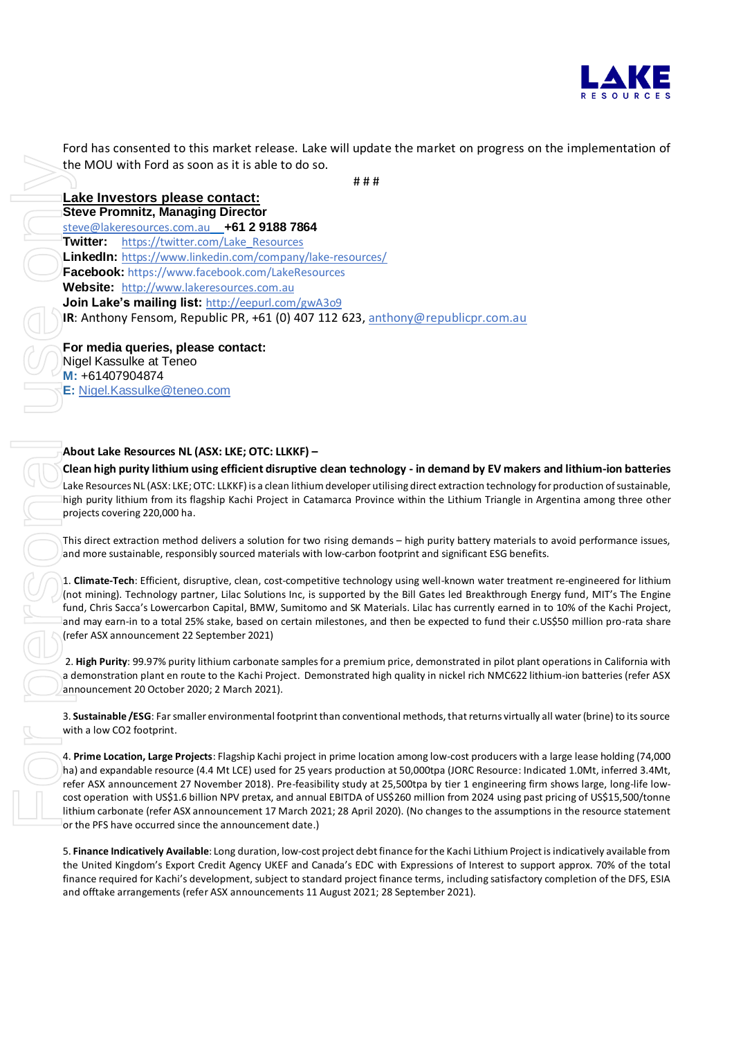Ford has consented to this market release. Lake will update the market on progress on the implementation of the MOU with Ford as soon as it is able to do so.

# # #

**Lake Investors please contact:**
**Steve Promnitz, Managing Director**
steve@lakeresources.com.au **+61 2 9188 7864**
**Twitter:** https://twitter.com/Lake_Resources
**LinkedIn:** https://www.linkedin.com/company/lake-resources/
**Facebook:** https://www.facebook.com/LakeResources
**Website:** http://www.lakeresources.com.au
**Join Lake's mailing list:** http://eepurl.com/gwA3o9
**IR**: Anthony Fensom, Republic PR, +61 (0) 407 112 623, anthony@republicpr.com.au

**For media queries, please contact:**
Nigel Kassulke at Teneo
**M:** +61407904874
**E:** Nigel.Kassulke@teneo.com

**About Lake Resources NL (ASX: LKE; OTC: LLKKF) –**

**Clean high purity lithium using efficient disruptive clean technology - in demand by EV makers and lithium-ion batteries**

Lake Resources NL (ASX: LKE; OTC: LLKKF) is a clean lithium developer utilising direct extraction technology for production of sustainable, high purity lithium from its flagship Kachi Project in Catamarca Province within the Lithium Triangle in Argentina among three other projects covering 220,000 ha.

This direct extraction method delivers a solution for two rising demands – high purity battery materials to avoid performance issues, and more sustainable, responsibly sourced materials with low-carbon footprint and significant ESG benefits.

1. **Climate-Tech**: Efficient, disruptive, clean, cost-competitive technology using well-known water treatment re-engineered for lithium (not mining). Technology partner, Lilac Solutions Inc, is supported by the Bill Gates led Breakthrough Energy fund, MIT's The Engine fund, Chris Sacca's Lowercarbon Capital, BMW, Sumitomo and SK Materials. Lilac has currently earned in to 10% of the Kachi Project, and may earn-in to a total 25% stake, based on certain milestones, and then be expected to fund their c.US$50 million pro-rata share (refer ASX announcement 22 September 2021)

2. **High Purity**: 99.97% purity lithium carbonate samples for a premium price, demonstrated in pilot plant operations in California with a demonstration plant en route to the Kachi Project. Demonstrated high quality in nickel rich NMC622 lithium-ion batteries (refer ASX announcement 20 October 2020; 2 March 2021).

3. **Sustainable /ESG**: Far smaller environmental footprint than conventional methods, that returns virtually all water (brine) to its source with a low CO2 footprint.

4. **Prime Location, Large Projects**: Flagship Kachi project in prime location among low-cost producers with a large lease holding (74,000 ha) and expandable resource (4.4 Mt LCE) used for 25 years production at 50,000tpa (JORC Resource: Indicated 1.0Mt, inferred 3.4Mt, refer ASX announcement 27 November 2018). Pre-feasibility study at 25,500tpa by tier 1 engineering firm shows large, long-life low-cost operation with US$1.6 billion NPV pretax, and annual EBITDA of US$260 million from 2024 using past pricing of US$15,500/tonne lithium carbonate (refer ASX announcement 17 March 2021; 28 April 2020). (No changes to the assumptions in the resource statement or the PFS have occurred since the announcement date.)

5. **Finance Indicatively Available**: Long duration, low-cost project debt finance for the Kachi Lithium Project is indicatively available from the United Kingdom's Export Credit Agency UKEF and Canada's EDC with Expressions of Interest to support approx. 70% of the total finance required for Kachi's development, subject to standard project finance terms, including satisfactory completion of the DFS, ESIA and offtake arrangements (refer ASX announcements 11 August 2021; 28 September 2021).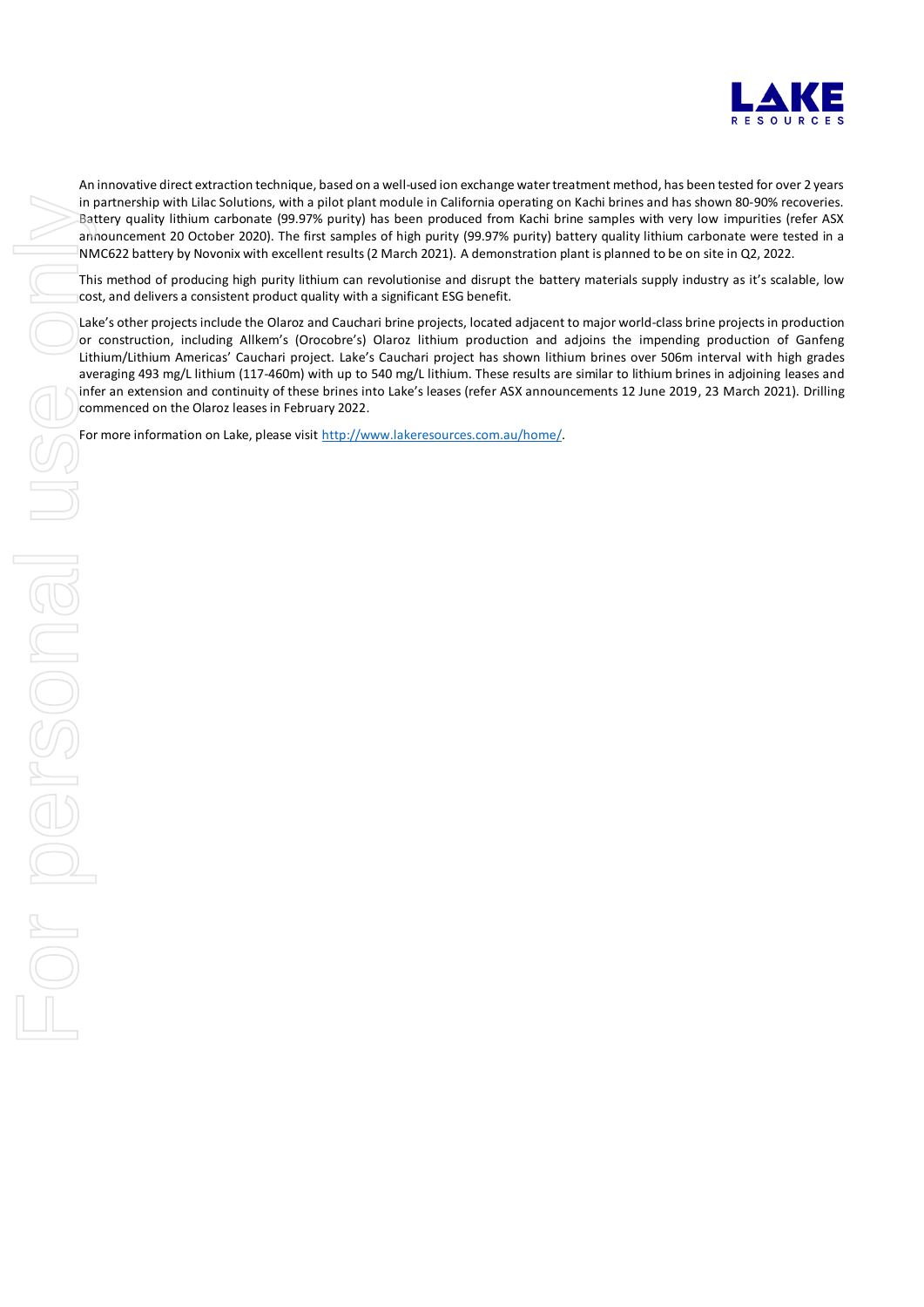An innovative direct extraction technique, based on a well-used ion exchange water treatment method, has been tested for over 2 years in partnership with Lilac Solutions, with a pilot plant module in California operating on Kachi brines and has shown 80-90% recoveries. Battery quality lithium carbonate (99.97% purity) has been produced from Kachi brine samples with very low impurities (refer ASX announcement 20 October 2020). The first samples of high purity (99.97% purity) battery quality lithium carbonate were tested in a NMC622 battery by Novonix with excellent results (2 March 2021). A demonstration plant is planned to be on site in Q2, 2022.

This method of producing high purity lithium can revolutionise and disrupt the battery materials supply industry as it's scalable, low cost, and delivers a consistent product quality with a significant ESG benefit.

Lake's other projects include the Olaroz and Cauchari brine projects, located adjacent to major world-class brine projects in production or construction, including Allkem's (Orocobre's) Olaroz lithium production and adjoins the impending production of Ganfeng Lithium/Lithium Americas' Cauchari project. Lake's Cauchari project has shown lithium brines over 506m interval with high grades averaging 493 mg/L lithium (117-460m) with up to 540 mg/L lithium. These results are similar to lithium brines in adjoining leases and infer an extension and continuity of these brines into Lake's leases (refer ASX announcements 12 June 2019, 23 March 2021). Drilling commenced on the Olaroz leases in February 2022.

For more information on Lake, please visit [http://www.lakeresources.com.au/home/](http://www.lakeresources.com.au/home/).